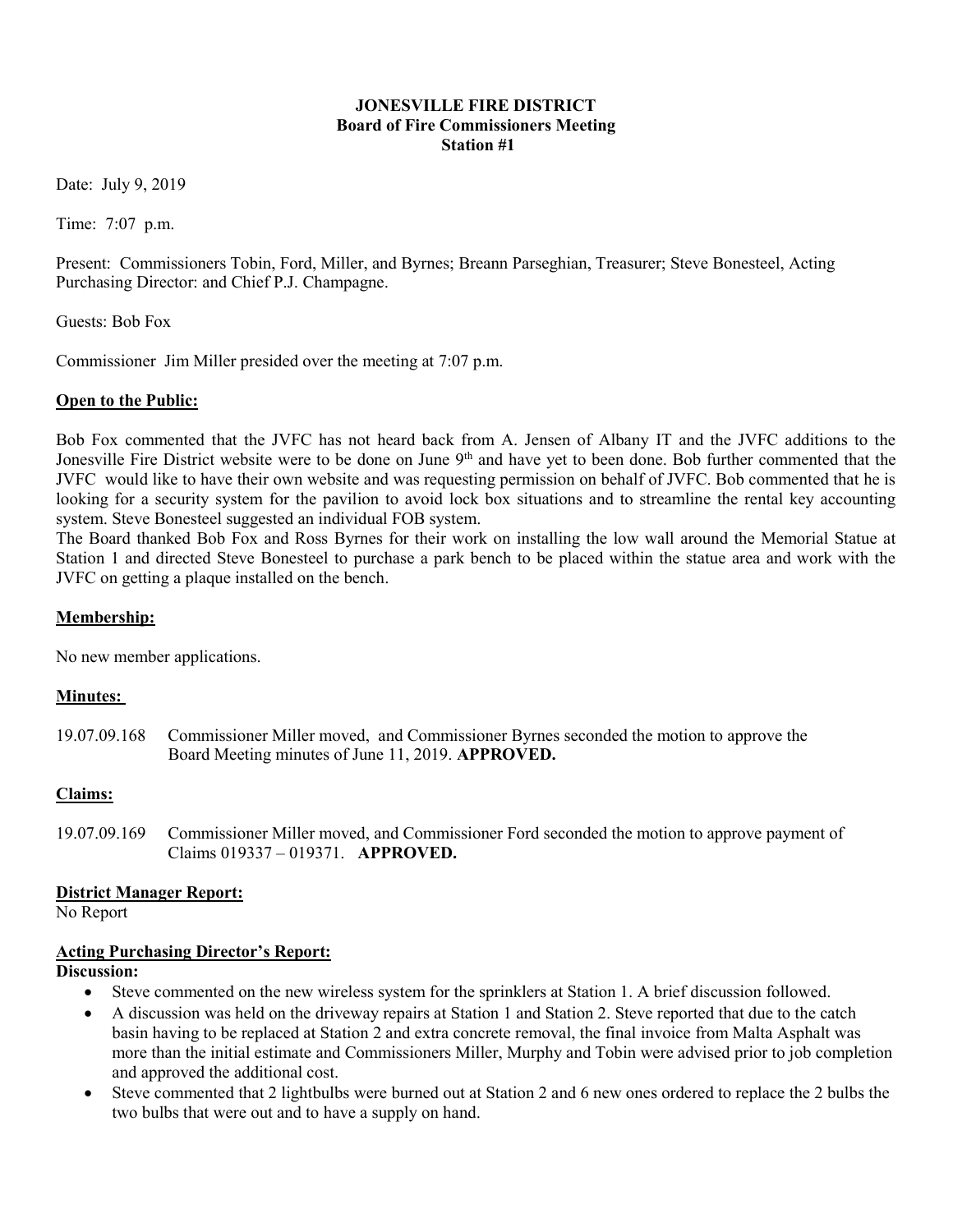**JONESVILLE FIRE DISTRICT**
**Board of Fire Commissioners Meeting**
**Station #1**

Date: July 9, 2019

Time: 7:07 p.m.

Present: Commissioners Tobin, Ford, Miller, and Byrnes; Breann Parseghian, Treasurer; Steve Bonesteel, Acting Purchasing Director: and Chief P.J. Champagne.

Guests: Bob Fox

Commissioner Jim Miller presided over the meeting at 7:07 p.m.

## Open to the Public:

Bob Fox commented that the JVFC has not heard back from A. Jensen of Albany IT and the JVFC additions to the Jonesville Fire District website were to be done on June 9th and have yet to been done. Bob further commented that the JVFC would like to have their own website and was requesting permission on behalf of JVFC. Bob commented that he is looking for a security system for the pavilion to avoid lock box situations and to streamline the rental key accounting system. Steve Bonesteel suggested an individual FOB system.

The Board thanked Bob Fox and Ross Byrnes for their work on installing the low wall around the Memorial Statue at Station 1 and directed Steve Bonesteel to purchase a park bench to be placed within the statue area and work with the JVFC on getting a plaque installed on the bench.

## Membership:

No new member applications.

## Minutes:

19.07.09.168 Commissioner Miller moved, and Commissioner Byrnes seconded the motion to approve the Board Meeting minutes of June 11, 2019. **APPROVED.**

## Claims:

19.07.09.169 Commissioner Miller moved, and Commissioner Ford seconded the motion to approve payment of Claims 019337 – 019371. **APPROVED.**

## District Manager Report:

No Report

## Acting Purchasing Director's Report:

**Discussion:**

- Steve commented on the new wireless system for the sprinklers at Station 1. A brief discussion followed.
- A discussion was held on the driveway repairs at Station 1 and Station 2. Steve reported that due to the catch basin having to be replaced at Station 2 and extra concrete removal, the final invoice from Malta Asphalt was more than the initial estimate and Commissioners Miller, Murphy and Tobin were advised prior to job completion and approved the additional cost.
- Steve commented that 2 lightbulbs were burned out at Station 2 and 6 new ones ordered to replace the 2 bulbs the two bulbs that were out and to have a supply on hand.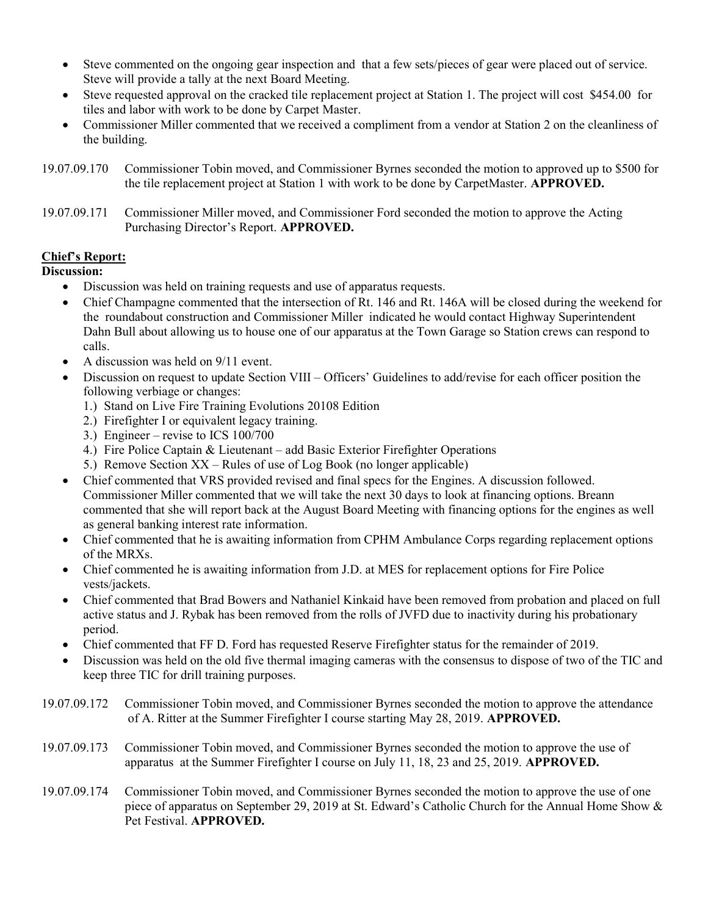- Steve commented on the ongoing gear inspection and that a few sets/pieces of gear were placed out of service. Steve will provide a tally at the next Board Meeting.
- Steve requested approval on the cracked tile replacement project at Station 1. The project will cost $454.00 for tiles and labor with work to be done by Carpet Master.
- Commissioner Miller commented that we received a compliment from a vendor at Station 2 on the cleanliness of the building.

19.07.09.170 Commissioner Tobin moved, and Commissioner Byrnes seconded the motion to approved up to $500 for the tile replacement project at Station 1 with work to be done by CarpetMaster. **APPROVED.**

19.07.09.171 Commissioner Miller moved, and Commissioner Ford seconded the motion to approve the Acting Purchasing Director's Report. **APPROVED.**

**Chief's Report:**

**Discussion:**

- Discussion was held on training requests and use of apparatus requests.
- Chief Champagne commented that the intersection of Rt. 146 and Rt. 146A will be closed during the weekend for the roundabout construction and Commissioner Miller indicated he would contact Highway Superintendent Dahn Bull about allowing us to house one of our apparatus at the Town Garage so Station crews can respond to calls.
- A discussion was held on 9/11 event.
- Discussion on request to update Section VIII – Officers' Guidelines to add/revise for each officer position the following verbiage or changes:
  1.) Stand on Live Fire Training Evolutions 20108 Edition
  2.) Firefighter I or equivalent legacy training.
  3.) Engineer – revise to ICS 100/700
  4.) Fire Police Captain & Lieutenant – add Basic Exterior Firefighter Operations
  5.) Remove Section XX – Rules of use of Log Book (no longer applicable)
- Chief commented that VRS provided revised and final specs for the Engines. A discussion followed. Commissioner Miller commented that we will take the next 30 days to look at financing options. Breann commented that she will report back at the August Board Meeting with financing options for the engines as well as general banking interest rate information.
- Chief commented that he is awaiting information from CPHM Ambulance Corps regarding replacement options of the MRXs.
- Chief commented he is awaiting information from J.D. at MES for replacement options for Fire Police vests/jackets.
- Chief commented that Brad Bowers and Nathaniel Kinkaid have been removed from probation and placed on full active status and J. Rybak has been removed from the rolls of JVFD due to inactivity during his probationary period.
- Chief commented that FF D. Ford has requested Reserve Firefighter status for the remainder of 2019.
- Discussion was held on the old five thermal imaging cameras with the consensus to dispose of two of the TIC and keep three TIC for drill training purposes.

19.07.09.172 Commissioner Tobin moved, and Commissioner Byrnes seconded the motion to approve the attendance of A. Ritter at the Summer Firefighter I course starting May 28, 2019. **APPROVED.**

19.07.09.173 Commissioner Tobin moved, and Commissioner Byrnes seconded the motion to approve the use of apparatus at the Summer Firefighter I course on July 11, 18, 23 and 25, 2019. **APPROVED.**

19.07.09.174 Commissioner Tobin moved, and Commissioner Byrnes seconded the motion to approve the use of one piece of apparatus on September 29, 2019 at St. Edward's Catholic Church for the Annual Home Show & Pet Festival. **APPROVED.**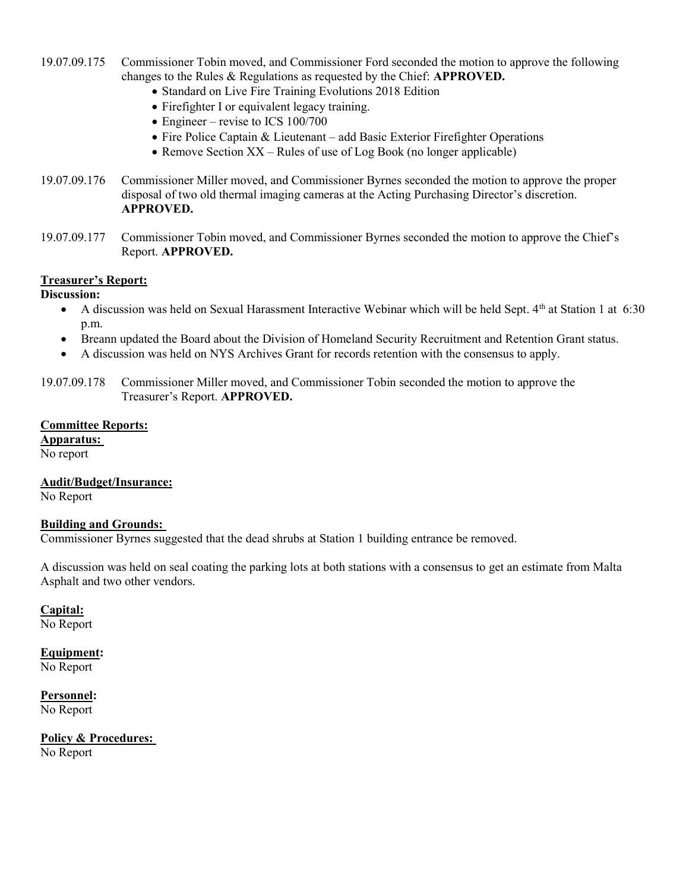19.07.09.175 Commissioner Tobin moved, and Commissioner Ford seconded the motion to approve the following changes to the Rules & Regulations as requested by the Chief: **APPROVED.**

- Standard on Live Fire Training Evolutions 2018 Edition
- Firefighter I or equivalent legacy training.
- Engineer – revise to ICS 100/700
- Fire Police Captain & Lieutenant – add Basic Exterior Firefighter Operations
- Remove Section XX – Rules of use of Log Book (no longer applicable)

19.07.09.176 Commissioner Miller moved, and Commissioner Byrnes seconded the motion to approve the proper disposal of two old thermal imaging cameras at the Acting Purchasing Director's discretion. **APPROVED.**

19.07.09.177 Commissioner Tobin moved, and Commissioner Byrnes seconded the motion to approve the Chief's Report. **APPROVED.**

**Treasurer's Report:**

**Discussion:**

- A discussion was held on Sexual Harassment Interactive Webinar which will be held Sept. 4th at Station 1 at 6:30 p.m.
- Breann updated the Board about the Division of Homeland Security Recruitment and Retention Grant status.
- A discussion was held on NYS Archives Grant for records retention with the consensus to apply.

19.07.09.178 Commissioner Miller moved, and Commissioner Tobin seconded the motion to approve the Treasurer's Report. **APPROVED.**

**Committee Reports:**

**Apparatus:**
No report

**Audit/Budget/Insurance:**
No Report

**Building and Grounds:**
Commissioner Byrnes suggested that the dead shrubs at Station 1 building entrance be removed.

A discussion was held on seal coating the parking lots at both stations with a consensus to get an estimate from Malta Asphalt and two other vendors.

**Capital:**
No Report

**Equipment:**
No Report

**Personnel:**
No Report

**Policy & Procedures:**
No Report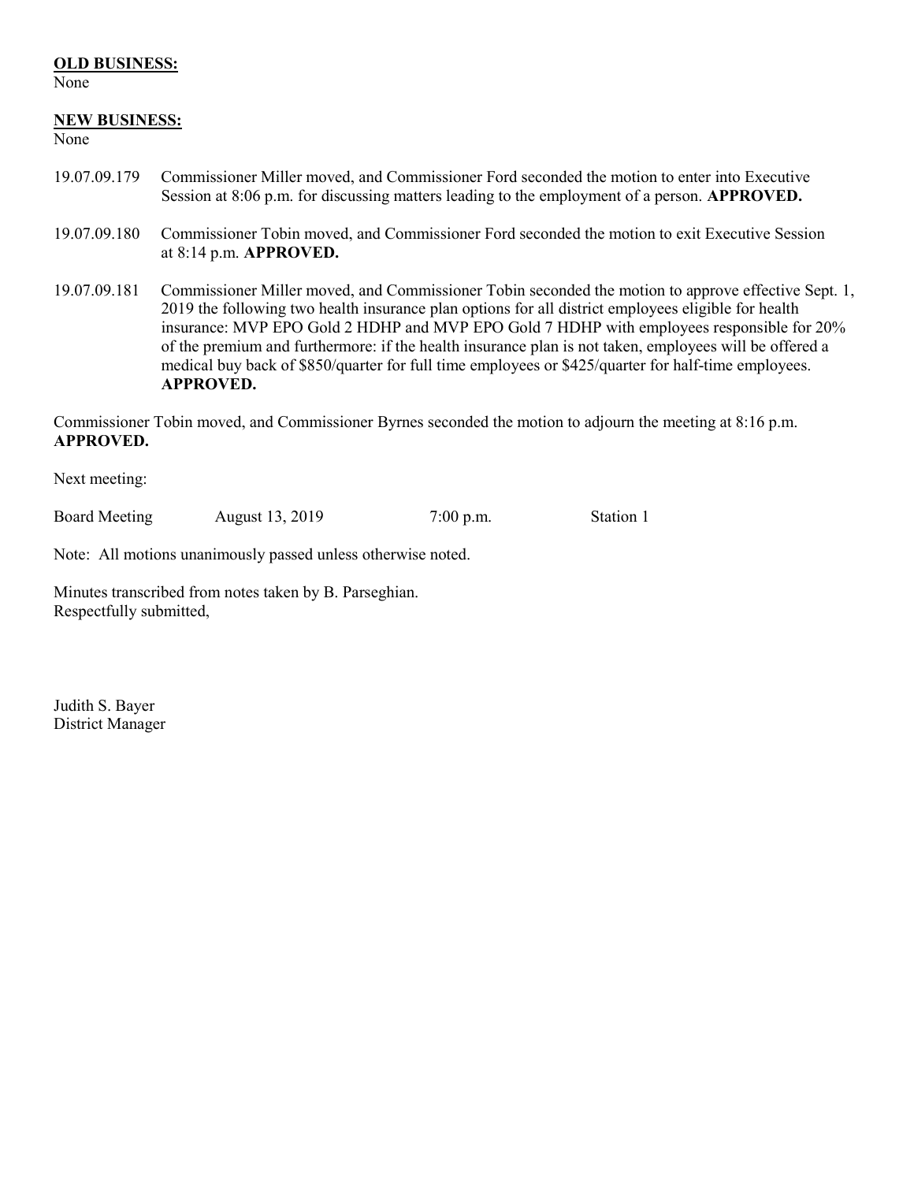**OLD BUSINESS:**
None

**NEW BUSINESS:**
None

19.07.09.179 Commissioner Miller moved, and Commissioner Ford seconded the motion to enter into Executive Session at 8:06 p.m. for discussing matters leading to the employment of a person. **APPROVED.**

19.07.09.180 Commissioner Tobin moved, and Commissioner Ford seconded the motion to exit Executive Session at 8:14 p.m. **APPROVED.**

19.07.09.181 Commissioner Miller moved, and Commissioner Tobin seconded the motion to approve effective Sept. 1, 2019 the following two health insurance plan options for all district employees eligible for health insurance: MVP EPO Gold 2 HDHP and MVP EPO Gold 7 HDHP with employees responsible for 20% of the premium and furthermore: if the health insurance plan is not taken, employees will be offered a medical buy back of $850/quarter for full time employees or $425/quarter for half-time employees. **APPROVED.**

Commissioner Tobin moved, and Commissioner Byrnes seconded the motion to adjourn the meeting at 8:16 p.m. **APPROVED.**

Next meeting:

| | | | |
|---|---|---|---|
| Board Meeting | August 13, 2019 | 7:00 p.m. | Station 1 |

Note: All motions unanimously passed unless otherwise noted.

Minutes transcribed from notes taken by B. Parseghian.
Respectfully submitted,

Judith S. Bayer
District Manager